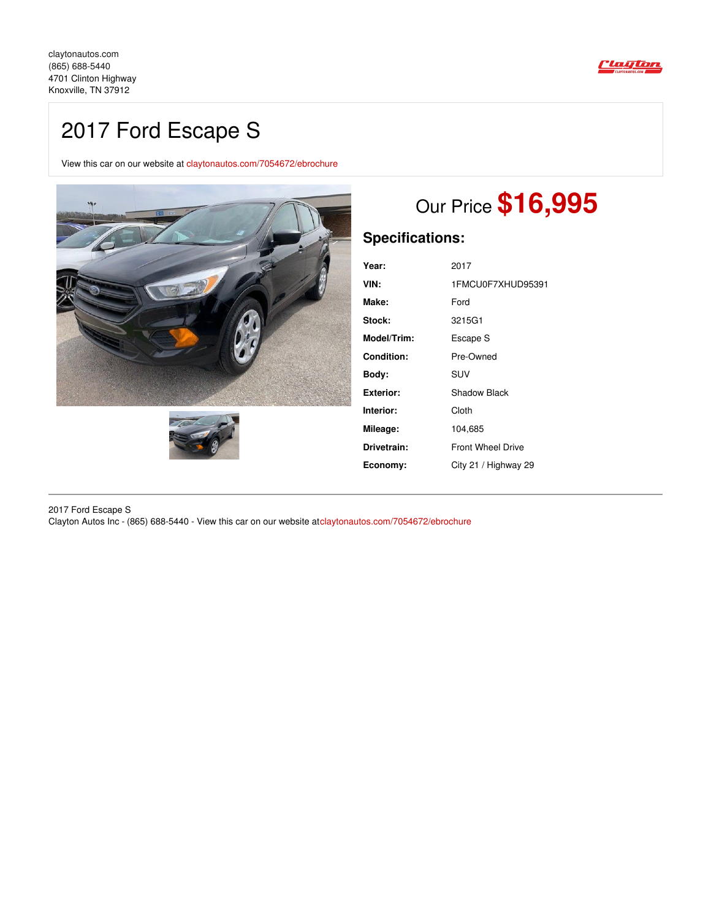claytonautos.com
(865) 688-5440
4701 Clinton Highway
Knoxville, TN 37912

# 2017 Ford Escape S

View this car on our website at claytonautos.com/7054672/ebrochure

## Our Price **$16,995**

### Specifications:

| | |
|---|---|
| **Year:** | 2017 |
| **VIN:** | 1FMCU0F7XHUD95391 |
| **Make:** | Ford |
| **Stock:** | 3215G1 |
| **Model/Trim:** | Escape S |
| **Condition:** | Pre-Owned |
| **Body:** | SUV |
| **Exterior:** | Shadow Black |
| **Interior:** | Cloth |
| **Mileage:** | 104,685 |
| **Drivetrain:** | Front Wheel Drive |
| **Economy:** | City 21 / Highway 29 |

2017 Ford Escape S
Clayton Autos Inc - (865) 688-5440 - View this car on our website atclaytonautos.com/7054672/ebrochure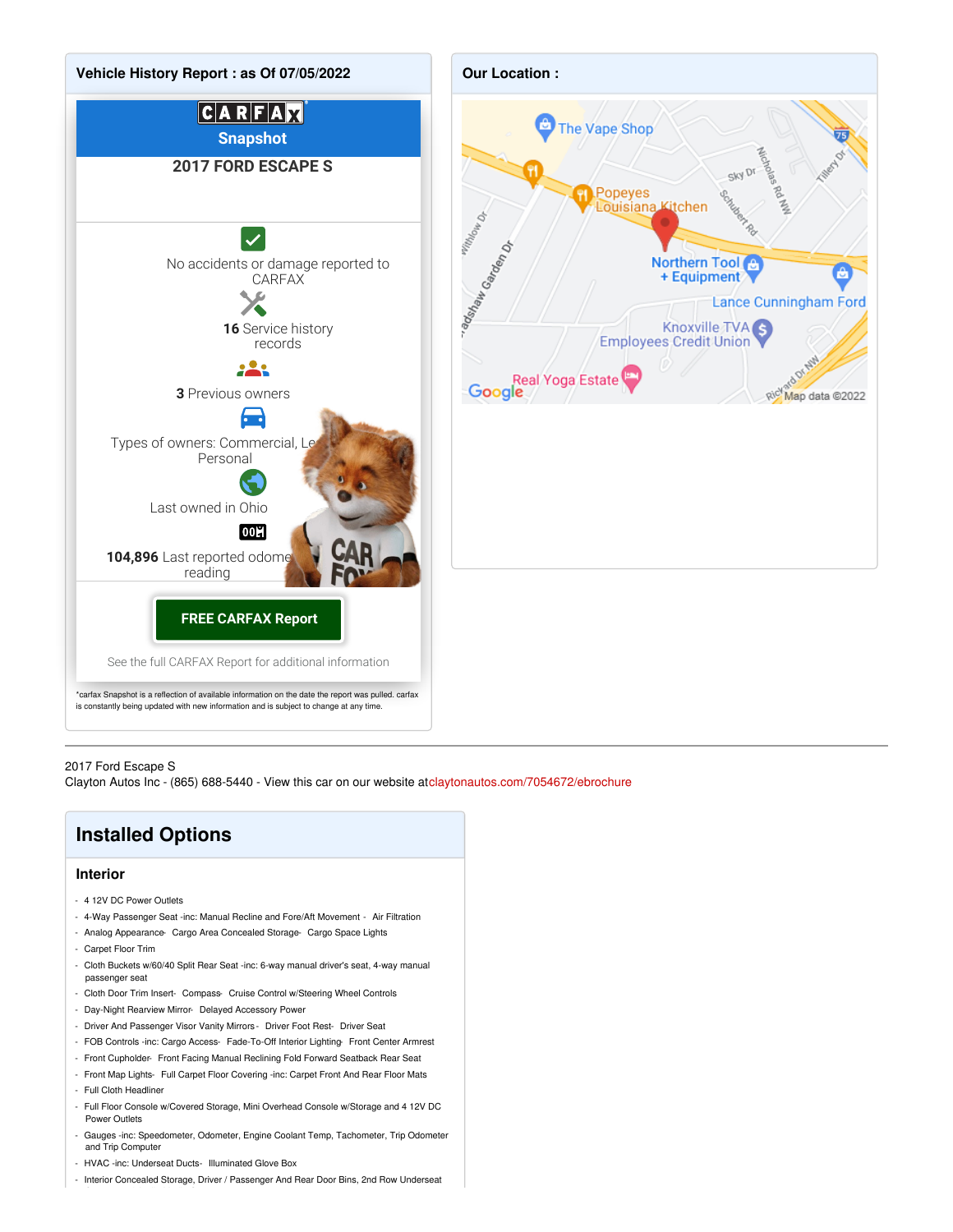## Vehicle History Report : as Of 07/05/2022

**CARFAX Snapshot**

**2017 FORD ESCAPE S**

No accidents or damage reported to CARFAX

**16** Service history records

**3** Previous owners

Types of owners: Commercial, Le Personal

Last owned in Ohio

**104,896** Last reported odome reading

**FREE CARFAX Report**

See the full CARFAX Report for additional information

*carfax Snapshot is a reflection of available information on the date the report was pulled. carfax is constantly being updated with new information and is subject to change at any time.

## Our Location :

The Vape Shop, Popeyes Louisiana Kitchen, Northern Tool + Equipment, Lance Cunningham Ford, Knoxville TVA Employees Credit Union, Real Yoga Estate

Map data ©2022

---

2017 Ford Escape S
Clayton Autos Inc - (865) 688-5440 - View this car on our website atclaytonautos.com/7054672/ebrochure

## Installed Options

### Interior

- 4 12V DC Power Outlets
- 4-Way Passenger Seat -inc: Manual Recline and Fore/Aft Movement - Air Filtration
- Analog Appearance- Cargo Area Concealed Storage- Cargo Space Lights
- Carpet Floor Trim
- Cloth Buckets w/60/40 Split Rear Seat -inc: 6-way manual driver's seat, 4-way manual passenger seat
- Cloth Door Trim Insert- Compass- Cruise Control w/Steering Wheel Controls
- Day-Night Rearview Mirror- Delayed Accessory Power
- Driver And Passenger Visor Vanity Mirrors - Driver Foot Rest- Driver Seat
- FOB Controls -inc: Cargo Access- Fade-To-Off Interior Lighting- Front Center Armrest
- Front Cupholder- Front Facing Manual Reclining Fold Forward Seatback Rear Seat
- Front Map Lights- Full Carpet Floor Covering -inc: Carpet Front And Rear Floor Mats
- Full Cloth Headliner
- Full Floor Console w/Covered Storage, Mini Overhead Console w/Storage and 4 12V DC Power Outlets
- Gauges -inc: Speedometer, Odometer, Engine Coolant Temp, Tachometer, Trip Odometer and Trip Computer
- HVAC -inc: Underseat Ducts- Illuminated Glove Box
- Interior Concealed Storage, Driver / Passenger And Rear Door Bins, 2nd Row Underseat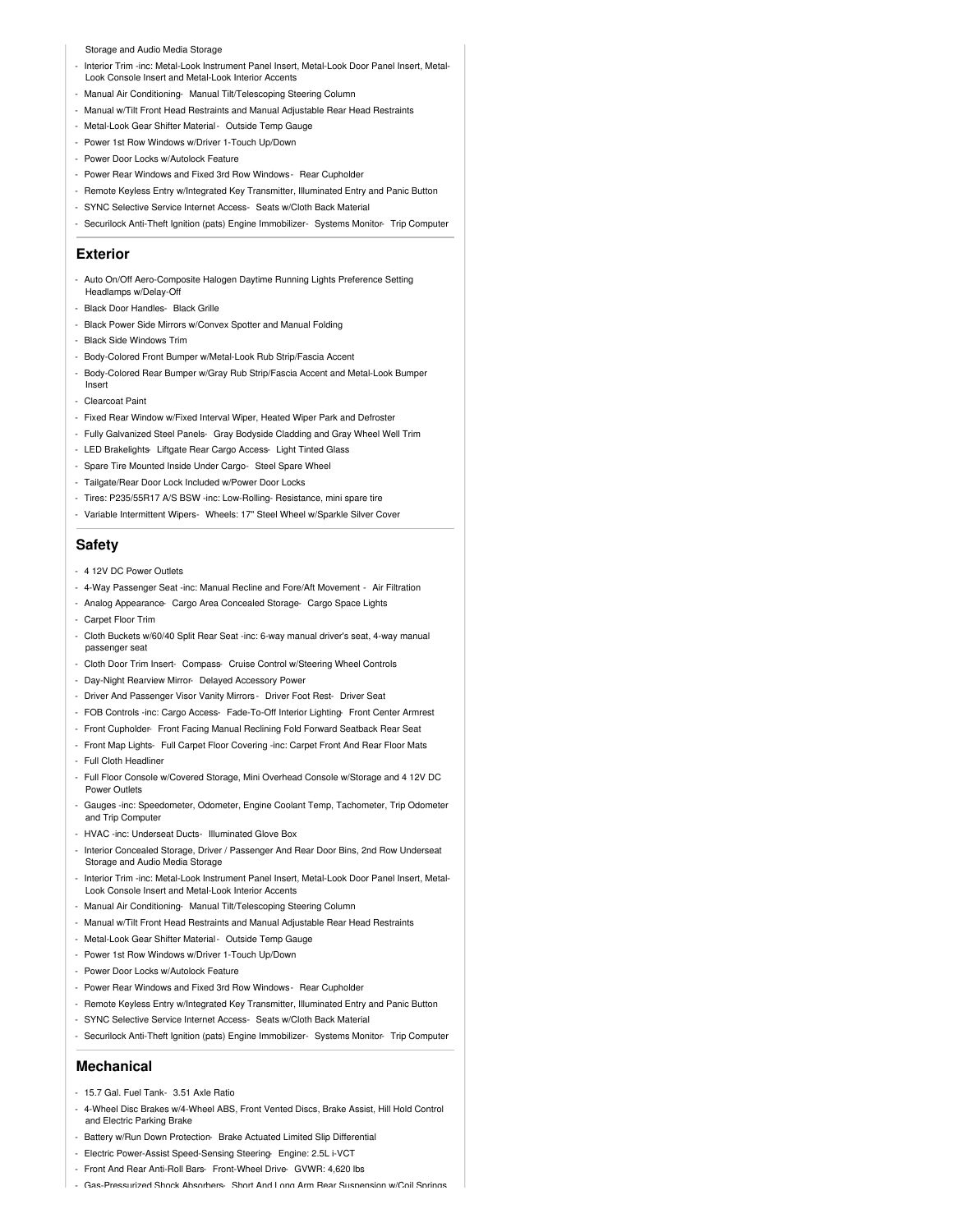Storage and Audio Media Storage

- Interior Trim -inc: Metal-Look Instrument Panel Insert, Metal-Look Door Panel Insert, Metal-Look Console Insert and Metal-Look Interior Accents
- Manual Air Conditioning- Manual Tilt/Telescoping Steering Column
- Manual w/Tilt Front Head Restraints and Manual Adjustable Rear Head Restraints
- Metal-Look Gear Shifter Material - Outside Temp Gauge
- Power 1st Row Windows w/Driver 1-Touch Up/Down
- Power Door Locks w/Autolock Feature
- Power Rear Windows and Fixed 3rd Row Windows - Rear Cupholder
- Remote Keyless Entry w/Integrated Key Transmitter, Illuminated Entry and Panic Button
- SYNC Selective Service Internet Access- Seats w/Cloth Back Material
- Securilock Anti-Theft Ignition (pats) Engine Immobilizer- Systems Monitor- Trip Computer

## Exterior

- Auto On/Off Aero-Composite Halogen Daytime Running Lights Preference Setting Headlamps w/Delay-Off
- Black Door Handles- Black Grille
- Black Power Side Mirrors w/Convex Spotter and Manual Folding
- Black Side Windows Trim
- Body-Colored Front Bumper w/Metal-Look Rub Strip/Fascia Accent
- Body-Colored Rear Bumper w/Gray Rub Strip/Fascia Accent and Metal-Look Bumper Insert
- Clearcoat Paint
- Fixed Rear Window w/Fixed Interval Wiper, Heated Wiper Park and Defroster
- Fully Galvanized Steel Panels- Gray Bodyside Cladding and Gray Wheel Well Trim
- LED Brakelights- Liftgate Rear Cargo Access- Light Tinted Glass
- Spare Tire Mounted Inside Under Cargo- Steel Spare Wheel
- Tailgate/Rear Door Lock Included w/Power Door Locks
- Tires: P235/55R17 A/S BSW -inc: Low-Rolling- Resistance, mini spare tire
- Variable Intermittent Wipers- Wheels: 17" Steel Wheel w/Sparkle Silver Cover

## Safety

- 4 12V DC Power Outlets
- 4-Way Passenger Seat -inc: Manual Recline and Fore/Aft Movement - Air Filtration
- Analog Appearance- Cargo Area Concealed Storage- Cargo Space Lights
- Carpet Floor Trim
- Cloth Buckets w/60/40 Split Rear Seat -inc: 6-way manual driver's seat, 4-way manual passenger seat
- Cloth Door Trim Insert- Compass- Cruise Control w/Steering Wheel Controls
- Day-Night Rearview Mirror- Delayed Accessory Power
- Driver And Passenger Visor Vanity Mirrors - Driver Foot Rest- Driver Seat
- FOB Controls -inc: Cargo Access- Fade-To-Off Interior Lighting- Front Center Armrest
- Front Cupholder- Front Facing Manual Reclining Fold Forward Seatback Rear Seat
- Front Map Lights- Full Carpet Floor Covering -inc: Carpet Front And Rear Floor Mats
- Full Cloth Headliner
- Full Floor Console w/Covered Storage, Mini Overhead Console w/Storage and 4 12V DC Power Outlets
- Gauges -inc: Speedometer, Odometer, Engine Coolant Temp, Tachometer, Trip Odometer and Trip Computer
- HVAC -inc: Underseat Ducts- Illuminated Glove Box
- Interior Concealed Storage, Driver / Passenger And Rear Door Bins, 2nd Row Underseat Storage and Audio Media Storage
- Interior Trim -inc: Metal-Look Instrument Panel Insert, Metal-Look Door Panel Insert, Metal-Look Console Insert and Metal-Look Interior Accents
- Manual Air Conditioning- Manual Tilt/Telescoping Steering Column
- Manual w/Tilt Front Head Restraints and Manual Adjustable Rear Head Restraints
- Metal-Look Gear Shifter Material - Outside Temp Gauge
- Power 1st Row Windows w/Driver 1-Touch Up/Down
- Power Door Locks w/Autolock Feature
- Power Rear Windows and Fixed 3rd Row Windows - Rear Cupholder
- Remote Keyless Entry w/Integrated Key Transmitter, Illuminated Entry and Panic Button
- SYNC Selective Service Internet Access- Seats w/Cloth Back Material
- Securilock Anti-Theft Ignition (pats) Engine Immobilizer- Systems Monitor- Trip Computer

## Mechanical

- 15.7 Gal. Fuel Tank- 3.51 Axle Ratio
- 4-Wheel Disc Brakes w/4-Wheel ABS, Front Vented Discs, Brake Assist, Hill Hold Control and Electric Parking Brake
- Battery w/Run Down Protection- Brake Actuated Limited Slip Differential
- Electric Power-Assist Speed-Sensing Steering- Engine: 2.5L i-VCT
- Front And Rear Anti-Roll Bars- Front-Wheel Drive- GVWR: 4,620 lbs
- Gas-Pressurized Shock Absorbers- Short And Long Arm Rear Suspension w/Coil Springs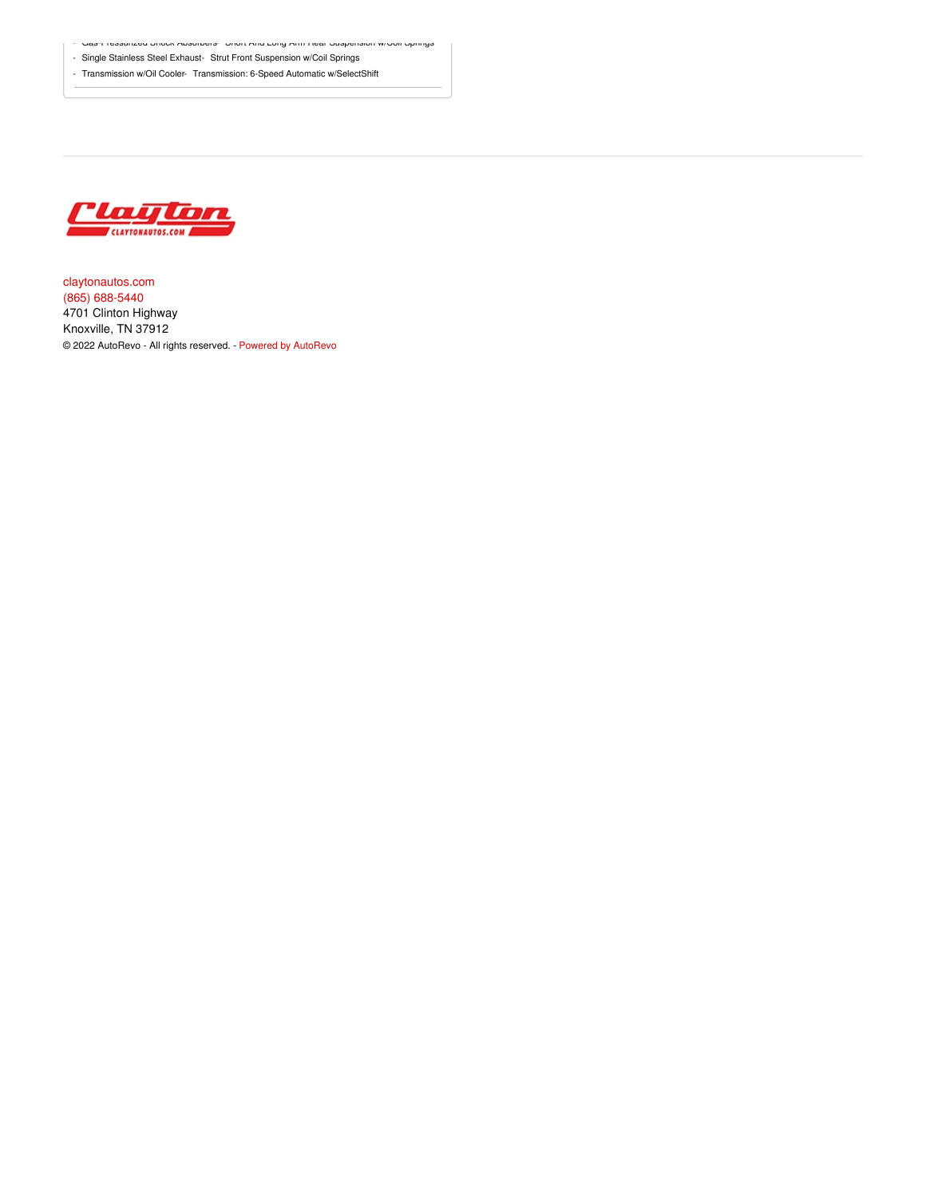- Gas-Pressurized Shock Absorbers- Short And Long Arm Rear Suspension w/Coil Springs
- Single Stainless Steel Exhaust- Strut Front Suspension w/Coil Springs
- Transmission w/Oil Cooler- Transmission: 6-Speed Automatic w/SelectShift

claytonautos.com
(865) 688-5440
4701 Clinton Highway
Knoxville, TN 37912
© 2022 AutoRevo - All rights reserved. - Powered by AutoRevo